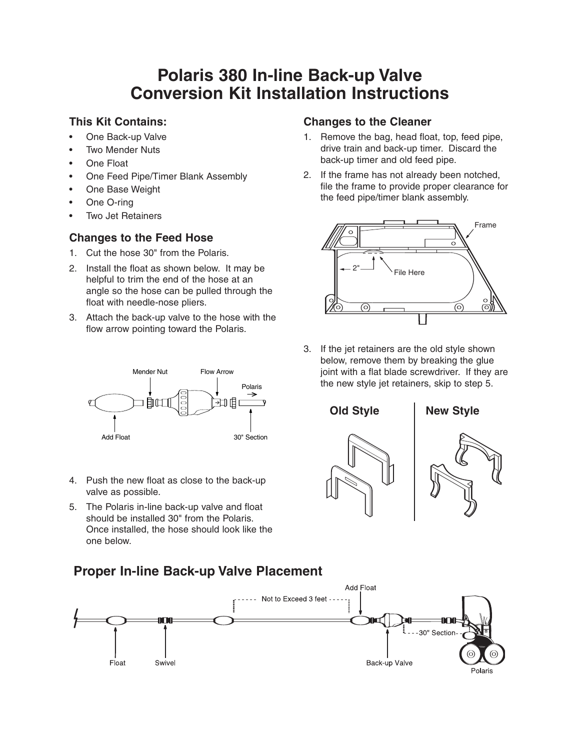# Polaris 380 In-line Back-up Valve Conversion Kit Installation Instructions

## This Kit Contains:

- One Back-up Valve
- Two Mender Nuts
- One Float
- One Feed Pipe/Timer Blank Assembly
- One Base Weight
- One O-ring
- Two Jet Retainers

## Changes to the Feed Hose

1. Cut the hose 30" from the Polaris.
2. Install the float as shown below. It may be helpful to trim the end of the hose at an angle so the hose can be pulled through the float with needle-nose pliers.
3. Attach the back-up valve to the hose with the flow arrow pointing toward the Polaris.

Mender Nut | Flow Arrow | Polaris | Add Float | 30" Section

4. Push the new float as close to the back-up valve as possible.
5. The Polaris in-line back-up valve and float should be installed 30" from the Polaris. Once installed, the hose should look like the one below.

## Changes to the Cleaner

1. Remove the bag, head float, top, feed pipe, drive train and back-up timer. Discard the back-up timer and old feed pipe.
2. If the frame has not already been notched, file the frame to provide proper clearance for the feed pipe/timer blank assembly.

Frame | 2" | File Here

3. If the jet retainers are the old style shown below, remove them by breaking the glue joint with a flat blade screwdriver. If they are the new style jet retainers, skip to step 5.

**Old Style** | **New Style**

## Proper In-line Back-up Valve Placement

Add Float | Not to Exceed 3 feet | 30" Section | Float | Swivel | Back-up Valve | Polaris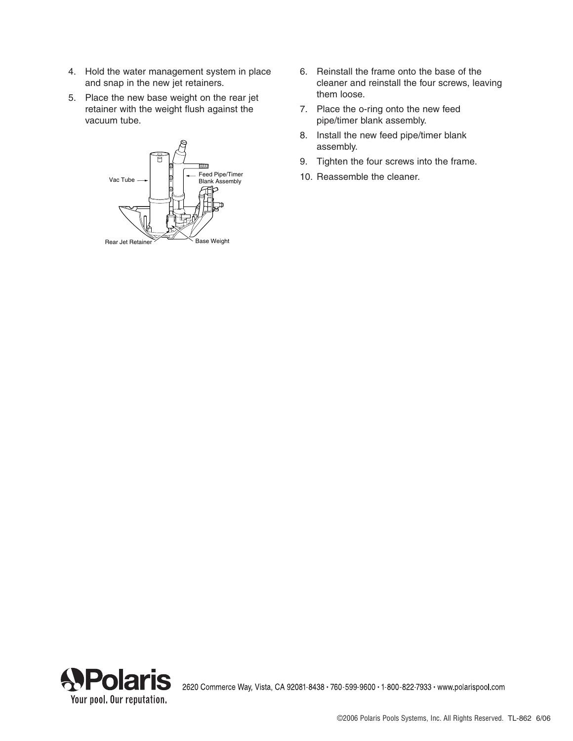4. Hold the water management system in place and snap in the new jet retainers.
5. Place the new base weight on the rear jet retainer with the weight flush against the vacuum tube.

Vac Tube

Feed Pipe/Timer Blank Assembly

Rear Jet Retainer

Base Weight

6. Reinstall the frame onto the base of the cleaner and reinstall the four screws, leaving them loose.
7. Place the o-ring onto the new feed pipe/timer blank assembly.
8. Install the new feed pipe/timer blank assembly.
9. Tighten the four screws into the frame.
10. Reassemble the cleaner.

Polaris
Your pool. Our reputation.

2620 Commerce Way, Vista, CA 92081-8438 • 760-599-9600 • 1-800-822-7933 • www.polarispool.com

©2006 Polaris Pools Systems, Inc. All Rights Reserved. TL-862 6/06